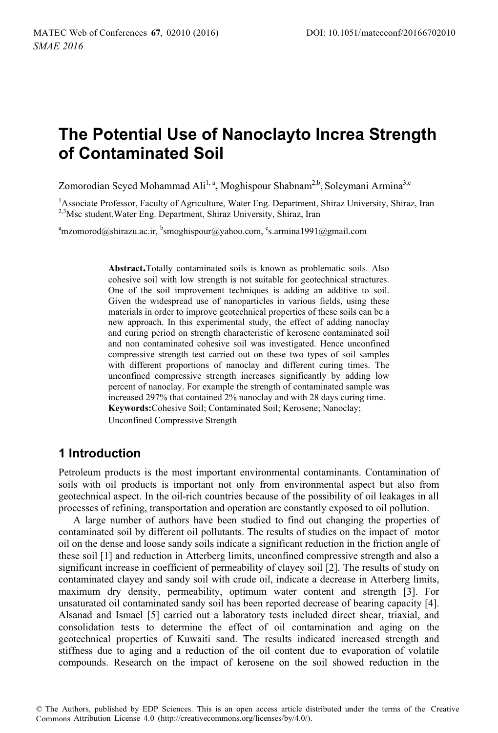# The Potential Use of Nanoclayto Increa Strength of Contaminated Soil

Zomorodian Seyed Mohammad Ali[1, a], Moghispour Shabnam[2,b], Soleymani Armina[3,c]

[1]Associate Professor, Faculty of Agriculture, Water Eng. Department, Shiraz University, Shiraz, Iran
[2,3]Msc student,Water Eng. Department, Shiraz University, Shiraz, Iran

[a]mzomorod@shirazu.ac.ir, [b]smoghispour@yahoo.com, [c]s.armina1991@gmail.com

**Abstract.**Totally contaminated soils is known as problematic soils. Also cohesive soil with low strength is not suitable for geotechnical structures. One of the soil improvement techniques is adding an additive to soil. Given the widespread use of nanoparticles in various fields, using these materials in order to improve geotechnical properties of these soils can be a new approach. In this experimental study, the effect of adding nanoclay and curing period on strength characteristic of kerosene contaminated soil and non contaminated cohesive soil was investigated. Hence unconfined compressive strength test carried out on these two types of soil samples with different proportions of nanoclay and different curing times. The unconfined compressive strength increases significantly by adding low percent of nanoclay. For example the strength of contaminated sample was increased 297% that contained 2% nanoclay and with 28 days curing time.

**Keywords:**Cohesive Soil; Contaminated Soil; Kerosene; Nanoclay; Unconfined Compressive Strength

## 1 Introduction

Petroleum products is the most important environmental contaminants. Contamination of soils with oil products is important not only from environmental aspect but also from geotechnical aspect. In the oil-rich countries because of the possibility of oil leakages in all processes of refining, transportation and operation are constantly exposed to oil pollution.

A large number of authors have been studied to find out changing the properties of contaminated soil by different oil pollutants. The results of studies on the impact of motor oil on the dense and loose sandy soils indicate a significant reduction in the friction angle of these soil [1] and reduction in Atterberg limits, unconfined compressive strength and also a significant increase in coefficient of permeability of clayey soil [2]. The results of study on contaminated clayey and sandy soil with crude oil, indicate a decrease in Atterberg limits, maximum dry density, permeability, optimum water content and strength [3]. For unsaturated oil contaminated sandy soil has been reported decrease of bearing capacity [4]. Alsanad and Ismael [5] carried out a laboratory tests included direct shear, triaxial, and consolidation tests to determine the effect of oil contamination and aging on the geotechnical properties of Kuwaiti sand. The results indicated increased strength and stiffness due to aging and a reduction of the oil content due to evaporation of volatile compounds. Research on the impact of kerosene on the soil showed reduction in the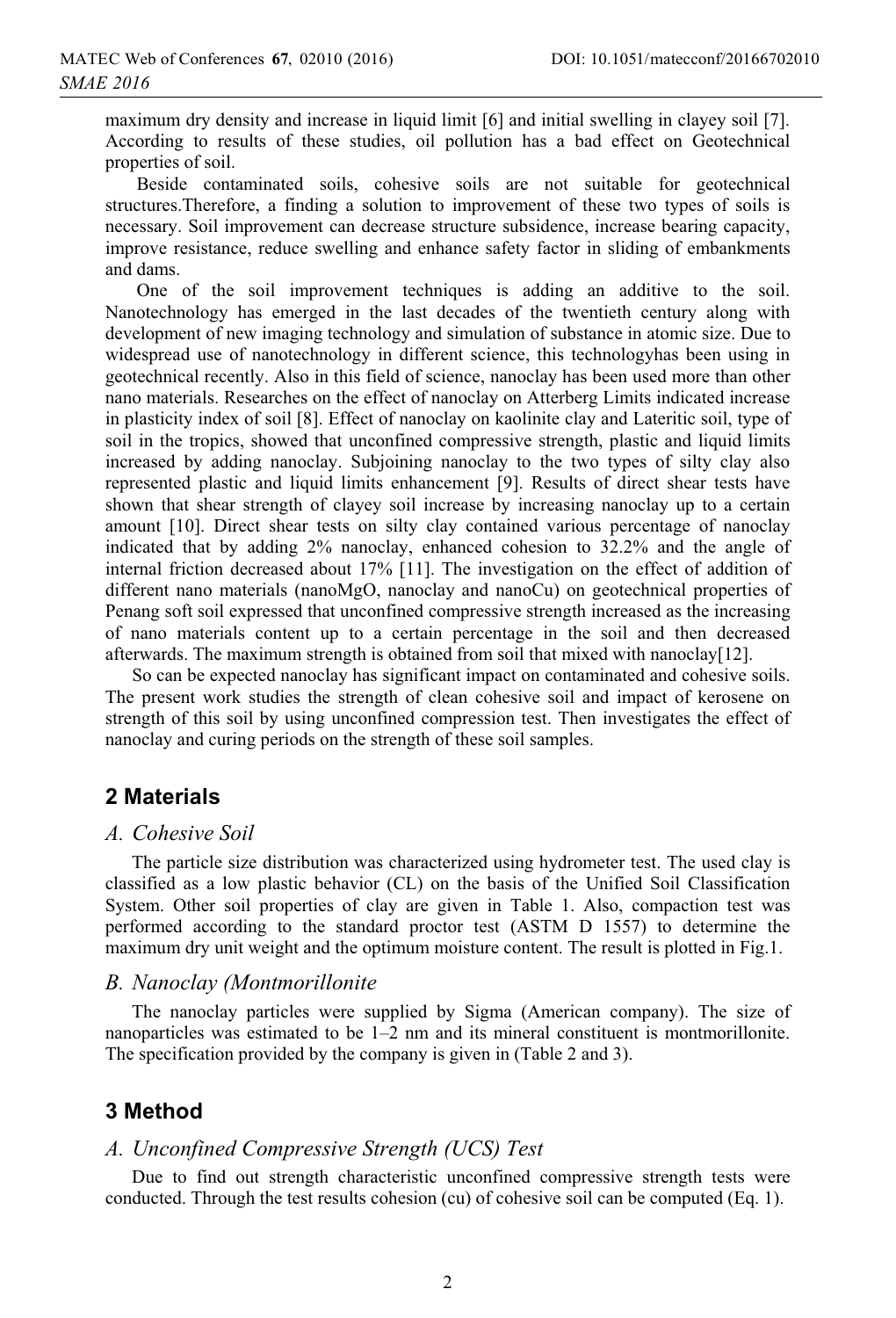maximum dry density and increase in liquid limit [6] and initial swelling in clayey soil [7]. According to results of these studies, oil pollution has a bad effect on Geotechnical properties of soil.

Beside contaminated soils, cohesive soils are not suitable for geotechnical structures.Therefore, a finding a solution to improvement of these two types of soils is necessary. Soil improvement can decrease structure subsidence, increase bearing capacity, improve resistance, reduce swelling and enhance safety factor in sliding of embankments and dams.

One of the soil improvement techniques is adding an additive to the soil. Nanotechnology has emerged in the last decades of the twentieth century along with development of new imaging technology and simulation of substance in atomic size. Due to widespread use of nanotechnology in different science, this technologyhas been using in geotechnical recently. Also in this field of science, nanoclay has been used more than other nano materials. Researches on the effect of nanoclay on Atterberg Limits indicated increase in plasticity index of soil [8]. Effect of nanoclay on kaolinite clay and Lateritic soil, type of soil in the tropics, showed that unconfined compressive strength, plastic and liquid limits increased by adding nanoclay. Subjoining nanoclay to the two types of silty clay also represented plastic and liquid limits enhancement [9]. Results of direct shear tests have shown that shear strength of clayey soil increase by increasing nanoclay up to a certain amount [10]. Direct shear tests on silty clay contained various percentage of nanoclay indicated that by adding 2% nanoclay, enhanced cohesion to 32.2% and the angle of internal friction decreased about 17% [11]. The investigation on the effect of addition of different nano materials (nanoMgO, nanoclay and nanoCu) on geotechnical properties of Penang soft soil expressed that unconfined compressive strength increased as the increasing of nano materials content up to a certain percentage in the soil and then decreased afterwards. The maximum strength is obtained from soil that mixed with nanoclay[12].

So can be expected nanoclay has significant impact on contaminated and cohesive soils. The present work studies the strength of clean cohesive soil and impact of kerosene on strength of this soil by using unconfined compression test. Then investigates the effect of nanoclay and curing periods on the strength of these soil samples.

## 2 Materials

### *A. Cohesive Soil*

The particle size distribution was characterized using hydrometer test. The used clay is classified as a low plastic behavior (CL) on the basis of the Unified Soil Classification System. Other soil properties of clay are given in Table 1. Also, compaction test was performed according to the standard proctor test (ASTM D 1557) to determine the maximum dry unit weight and the optimum moisture content. The result is plotted in Fig.1.

### *B. Nanoclay (Montmorillonite*

The nanoclay particles were supplied by Sigma (American company). The size of nanoparticles was estimated to be 1–2 nm and its mineral constituent is montmorillonite. The specification provided by the company is given in (Table 2 and 3).

## 3 Method

### *A. Unconfined Compressive Strength (UCS) Test*

Due to find out strength characteristic unconfined compressive strength tests were conducted. Through the test results cohesion (cu) of cohesive soil can be computed (Eq. 1).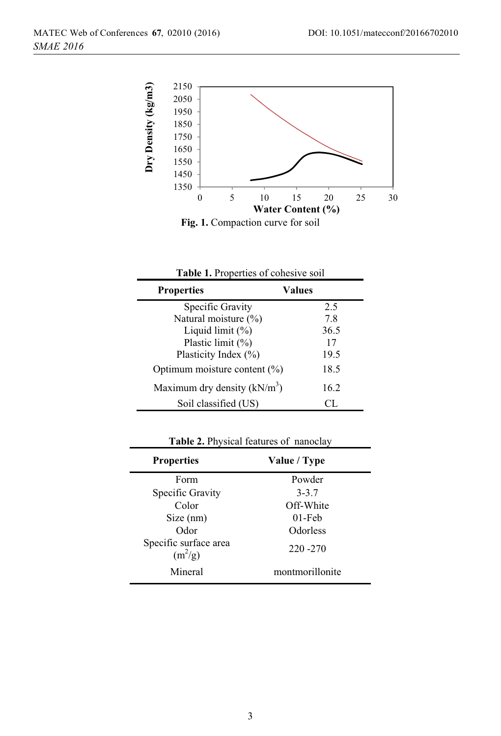**Fig. 1.** Compaction curve for soil

**Table 1.** Properties of cohesive soil

| Properties | Values |
|---|---|
| Specific Gravity | 2.5 |
| Natural moisture (%) | 7.8 |
| Liquid limit (%) | 36.5 |
| Plastic limit (%) | 17 |
| Plasticity Index (%) | 19.5 |
| Optimum moisture content (%) | 18.5 |
| Maximum dry density ($kN/m^3$) | 16.2 |
| Soil classified (US) | CL |

**Table 2.** Physical features of nanoclay

| Properties | Value / Type |
|---|---|
| Form | Powder |
| Specific Gravity | 3-3.7 |
| Color | Off-White |
| Size (nm) | 01-Feb |
| Odor | Odorless |
| Specific surface area ($m^2/g$) | 220 -270 |
| Mineral | montmorillonite |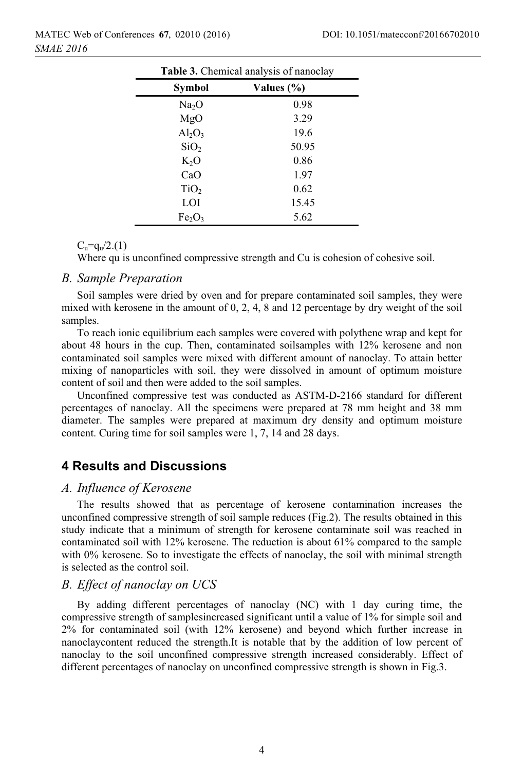**Table 3.** Chemical analysis of nanoclay

| Symbol | Values (%) |
|---|---|
| $Na_2O$ | 0.98 |
| $MgO$ | 3.29 |
| $Al_2O_3$ | 19.6 |
| $SiO_2$ | 50.95 |
| $K_2O$ | 0.86 |
| $CaO$ | 1.97 |
| $TiO_2$ | 0.62 |
| LOI | 15.45 |
| $Fe_2O_3$ | 5.62 |

$C_u=q_u/2$.(1)

Where qu is unconfined compressive strength and Cu is cohesion of cohesive soil.

### *B. Sample Preparation*

Soil samples were dried by oven and for prepare contaminated soil samples, they were mixed with kerosene in the amount of 0, 2, 4, 8 and 12 percentage by dry weight of the soil samples.

To reach ionic equilibrium each samples were covered with polythene wrap and kept for about 48 hours in the cup. Then, contaminated soilsamples with 12% kerosene and non contaminated soil samples were mixed with different amount of nanoclay. To attain better mixing of nanoparticles with soil, they were dissolved in amount of optimum moisture content of soil and then were added to the soil samples.

Unconfined compressive test was conducted as ASTM-D-2166 standard for different percentages of nanoclay. All the specimens were prepared at 78 mm height and 38 mm diameter. The samples were prepared at maximum dry density and optimum moisture content. Curing time for soil samples were 1, 7, 14 and 28 days.

## 4 Results and Discussions

### *A. Influence of Kerosene*

The results showed that as percentage of kerosene contamination increases the unconfined compressive strength of soil sample reduces (Fig.2). The results obtained in this study indicate that a minimum of strength for kerosene contaminate soil was reached in contaminated soil with 12% kerosene. The reduction is about 61% compared to the sample with 0% kerosene. So to investigate the effects of nanoclay, the soil with minimal strength is selected as the control soil.

### *B. Effect of nanoclay on UCS*

By adding different percentages of nanoclay (NC) with 1 day curing time, the compressive strength of samplesincreased significant until a value of 1% for simple soil and 2% for contaminated soil (with 12% kerosene) and beyond which further increase in nanoclaycontent reduced the strength.It is notable that by the addition of low percent of nanoclay to the soil unconfined compressive strength increased considerably. Effect of different percentages of nanoclay on unconfined compressive strength is shown in Fig.3.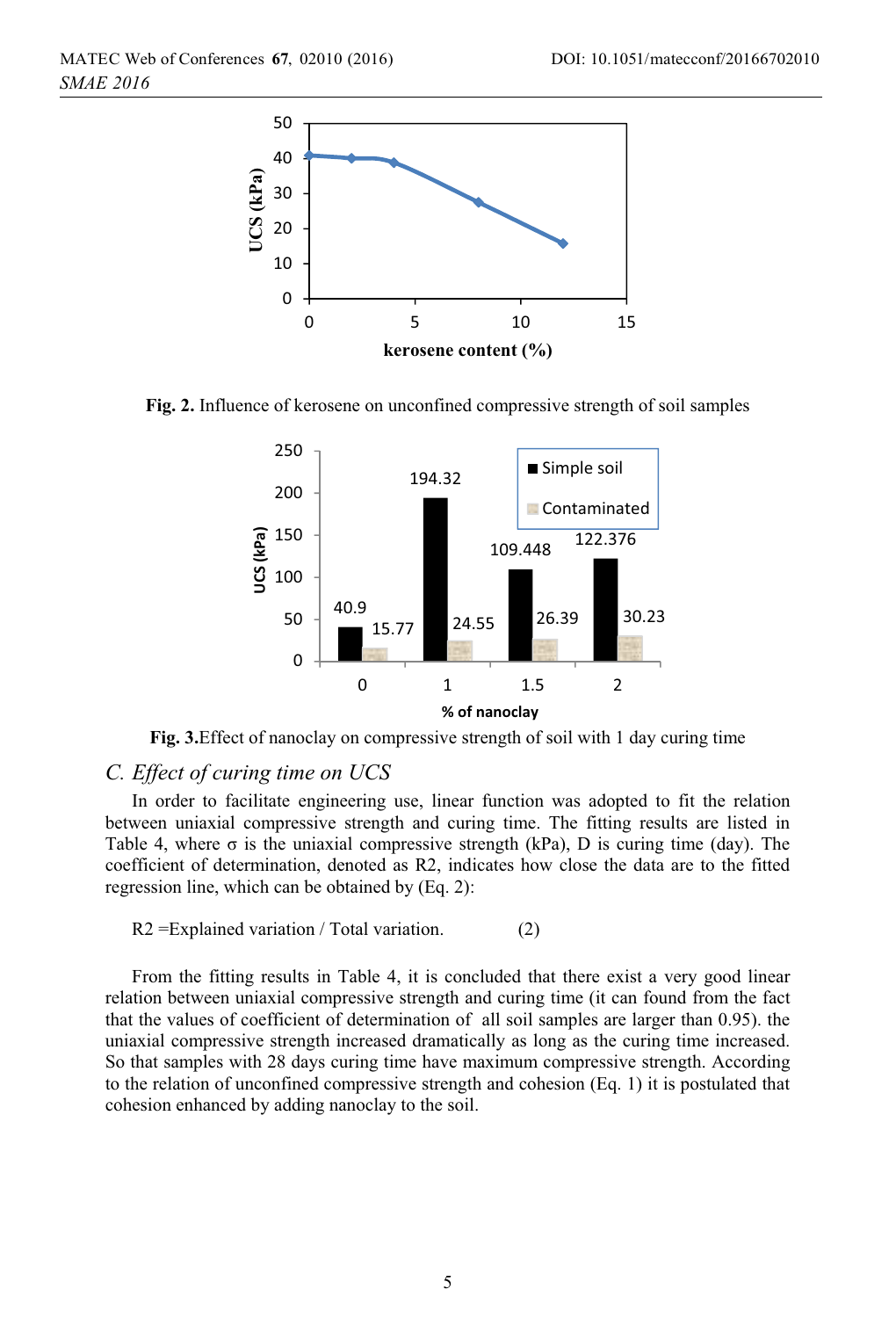**Fig. 2.** Influence of kerosene on unconfined compressive strength of soil samples

**Fig. 3.**Effect of nanoclay on compressive strength of soil with 1 day curing time

## *C. Effect of curing time on UCS*

In order to facilitate engineering use, linear function was adopted to fit the relation between uniaxial compressive strength and curing time. The fitting results are listed in Table 4, where σ is the uniaxial compressive strength (kPa), D is curing time (day). The coefficient of determination, denoted as R2, indicates how close the data are to the fitted regression line, which can be obtained by (Eq. 2):

R2 =Explained variation / Total variation. (2)

From the fitting results in Table 4, it is concluded that there exist a very good linear relation between uniaxial compressive strength and curing time (it can found from the fact that the values of coefficient of determination of all soil samples are larger than 0.95). the uniaxial compressive strength increased dramatically as long as the curing time increased. So that samples with 28 days curing time have maximum compressive strength. According to the relation of unconfined compressive strength and cohesion (Eq. 1) it is postulated that cohesion enhanced by adding nanoclay to the soil.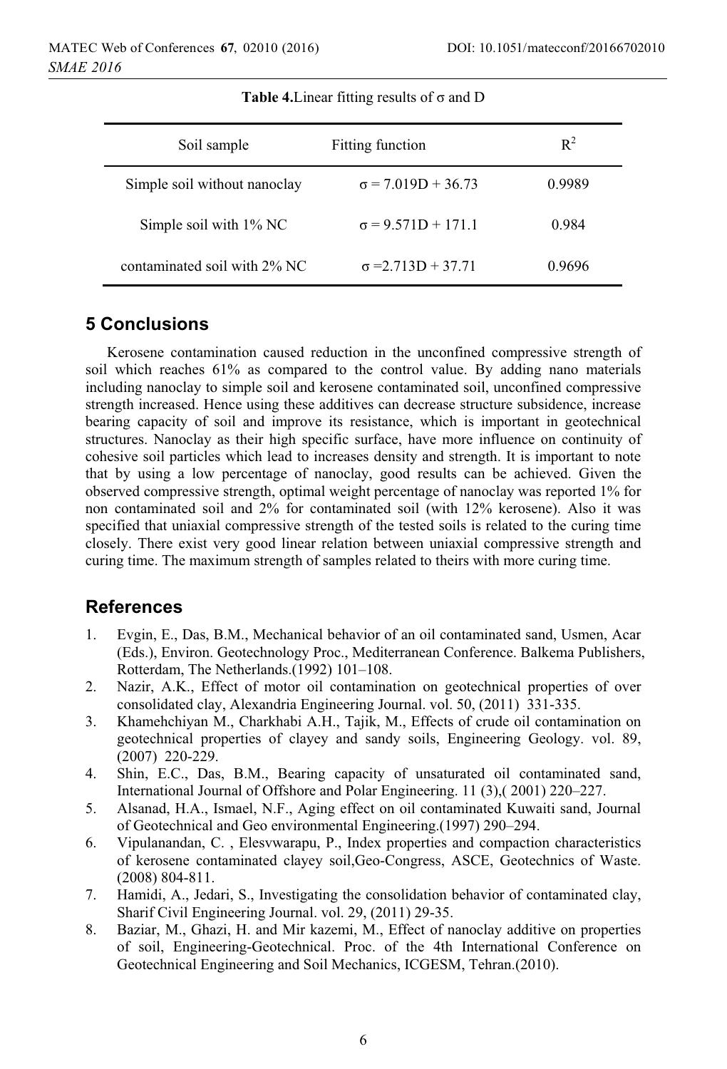**Table 4.** Linear fitting results of σ and D

| Soil sample | Fitting function | $R^2$ |
|---|---|---|
| Simple soil without nanoclay | $\sigma = 7.019D + 36.73$ | 0.9989 |
| Simple soil with 1% NC | $\sigma = 9.571D + 171.1$ | 0.984 |
| contaminated soil with 2% NC | $\sigma = 2.713D + 37.71$ | 0.9696 |

## 5 Conclusions

Kerosene contamination caused reduction in the unconfined compressive strength of soil which reaches 61% as compared to the control value. By adding nano materials including nanoclay to simple soil and kerosene contaminated soil, unconfined compressive strength increased. Hence using these additives can decrease structure subsidence, increase bearing capacity of soil and improve its resistance, which is important in geotechnical structures. Nanoclay as their high specific surface, have more influence on continuity of cohesive soil particles which lead to increases density and strength. It is important to note that by using a low percentage of nanoclay, good results can be achieved. Given the observed compressive strength, optimal weight percentage of nanoclay was reported 1% for non contaminated soil and 2% for contaminated soil (with 12% kerosene). Also it was specified that uniaxial compressive strength of the tested soils is related to the curing time closely. There exist very good linear relation between uniaxial compressive strength and curing time. The maximum strength of samples related to theirs with more curing time.

## References

1. Evgin, E., Das, B.M., Mechanical behavior of an oil contaminated sand, Usmen, Acar (Eds.), Environ. Geotechnology Proc., Mediterranean Conference. Balkema Publishers, Rotterdam, The Netherlands.(1992) 101–108.
2. Nazir, A.K., Effect of motor oil contamination on geotechnical properties of over consolidated clay, Alexandria Engineering Journal. vol. 50, (2011) 331-335.
3. Khamehchiyan M., Charkhabi A.H., Tajik, M., Effects of crude oil contamination on geotechnical properties of clayey and sandy soils, Engineering Geology. vol. 89, (2007) 220-229.
4. Shin, E.C., Das, B.M., Bearing capacity of unsaturated oil contaminated sand, International Journal of Offshore and Polar Engineering. 11 (3),( 2001) 220–227.
5. Alsanad, H.A., Ismael, N.F., Aging effect on oil contaminated Kuwaiti sand, Journal of Geotechnical and Geo environmental Engineering.(1997) 290–294.
6. Vipulanandan, C. , Elesvwarapu, P., Index properties and compaction characteristics of kerosene contaminated clayey soil,Geo-Congress, ASCE, Geotechnics of Waste. (2008) 804-811.
7. Hamidi, A., Jedari, S., Investigating the consolidation behavior of contaminated clay, Sharif Civil Engineering Journal. vol. 29, (2011) 29-35.
8. Baziar, M., Ghazi, H. and Mir kazemi, M., Effect of nanoclay additive on properties of soil, Engineering-Geotechnical. Proc. of the 4th International Conference on Geotechnical Engineering and Soil Mechanics, ICGESM, Tehran.(2010).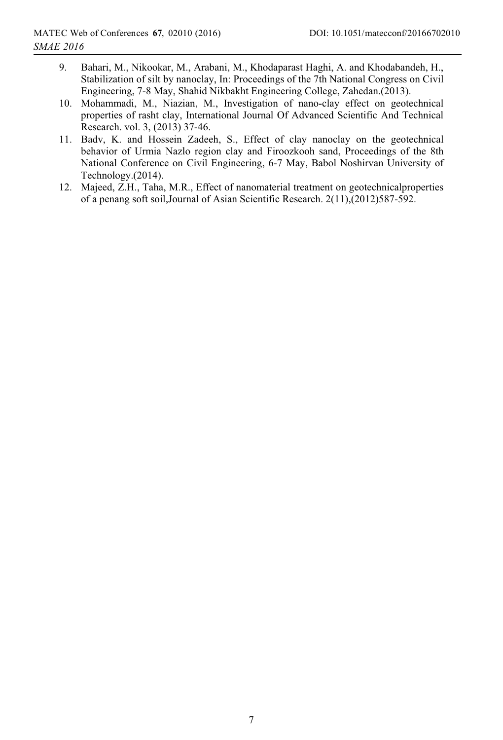9. Bahari, M., Nikookar, M., Arabani, M., Khodaparast Haghi, A. and Khodabandeh, H., Stabilization of silt by nanoclay, In: Proceedings of the 7th National Congress on Civil Engineering, 7-8 May, Shahid Nikbakht Engineering College, Zahedan.(2013).
10. Mohammadi, M., Niazian, M., Investigation of nano-clay effect on geotechnical properties of rasht clay, International Journal Of Advanced Scientific And Technical Research. vol. 3, (2013) 37-46.
11. Badv, K. and Hossein Zadeeh, S., Effect of clay nanoclay on the geotechnical behavior of Urmia Nazlo region clay and Firoozkooh sand, Proceedings of the 8th National Conference on Civil Engineering, 6-7 May, Babol Noshirvan University of Technology.(2014).
12. Majeed, Z.H., Taha, M.R., Effect of nanomaterial treatment on geotechnicalproperties of a penang soft soil,Journal of Asian Scientific Research. 2(11),(2012)587-592.